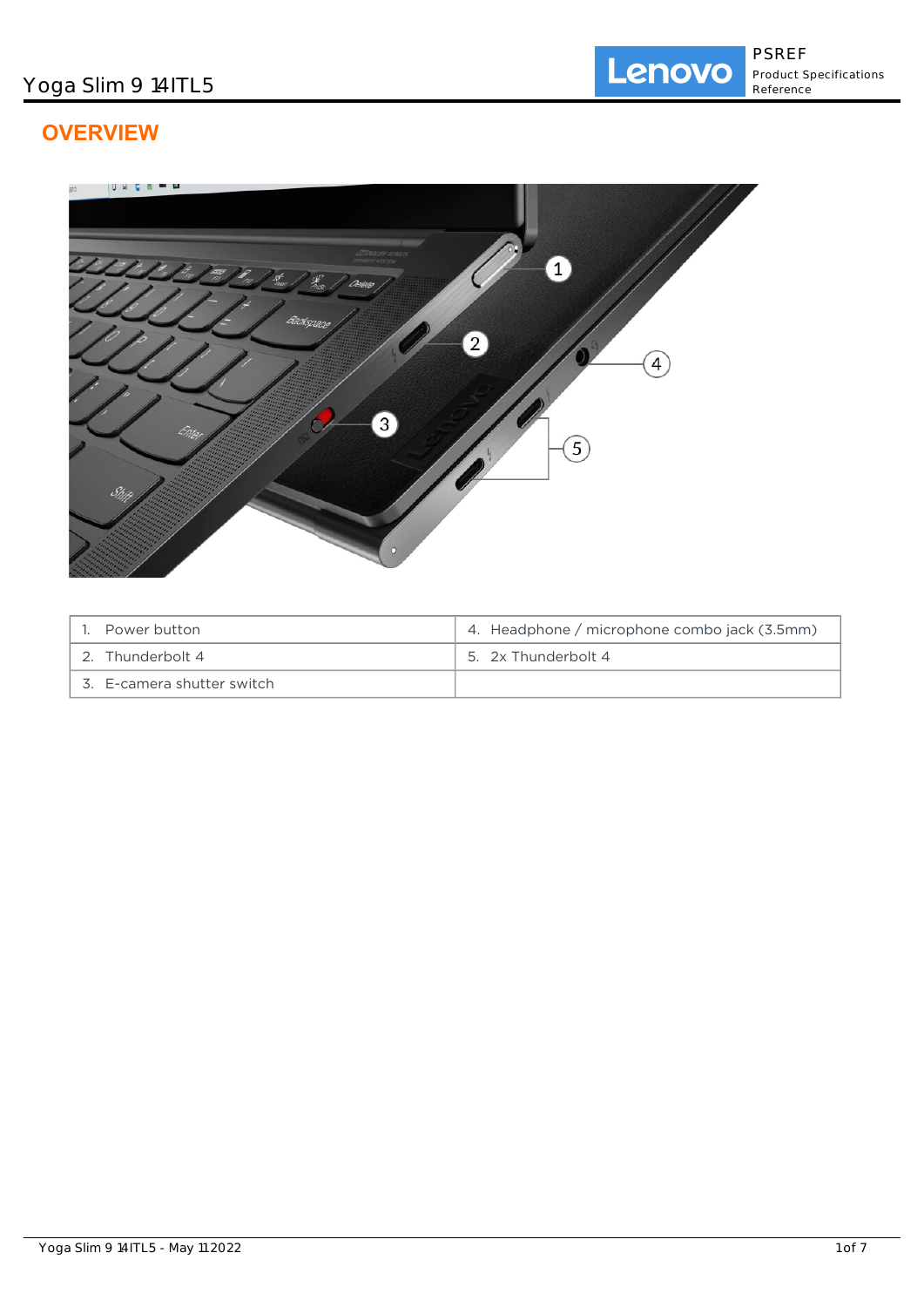# OVERVIEW

| | |
|---|---|
| 1. Power button | 4. Headphone / microphone combo jack (3.5mm) |
| 2. Thunderbolt 4 | 5. 2x Thunderbolt 4 |
| 3. E-camera shutter switch | |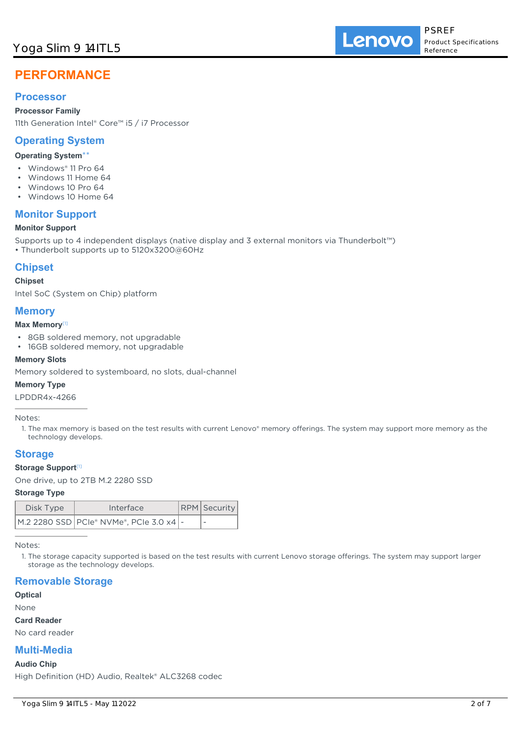# PERFORMANCE

## Processor

**Processor Family**

11th Generation Intel® Core™ i5 / i7 Processor

## Operating System

**Operating System****

- Windows® 11 Pro 64
- Windows 11 Home 64
- Windows 10 Pro 64
- Windows 10 Home 64

## Monitor Support

**Monitor Support**

Supports up to 4 independent displays (native display and 3 external monitors via Thunderbolt™)
• Thunderbolt supports up to 5120x3200@60Hz

## Chipset

**Chipset**

Intel SoC (System on Chip) platform

## Memory

**Max Memory**[1]

- 8GB soldered memory, not upgradable
- 16GB soldered memory, not upgradable

**Memory Slots**

Memory soldered to systemboard, no slots, dual-channel

**Memory Type**

LPDDR4x-4266

Notes:

1. The max memory is based on the test results with current Lenovo® memory offerings. The system may support more memory as the technology develops.

## Storage

**Storage Support**[1]

One drive, up to 2TB M.2 2280 SSD

**Storage Type**

| Disk Type | Interface | RPM | Security |
|---|---|---|---|
| M.2 2280 SSD | PCIe® NVMe®, PCIe 3.0 x4 | - | - |

Notes:

1. The storage capacity supported is based on the test results with current Lenovo storage offerings. The system may support larger storage as the technology develops.

## Removable Storage

**Optical**

None

**Card Reader**

No card reader

## Multi-Media

**Audio Chip**

High Definition (HD) Audio, Realtek® ALC3268 codec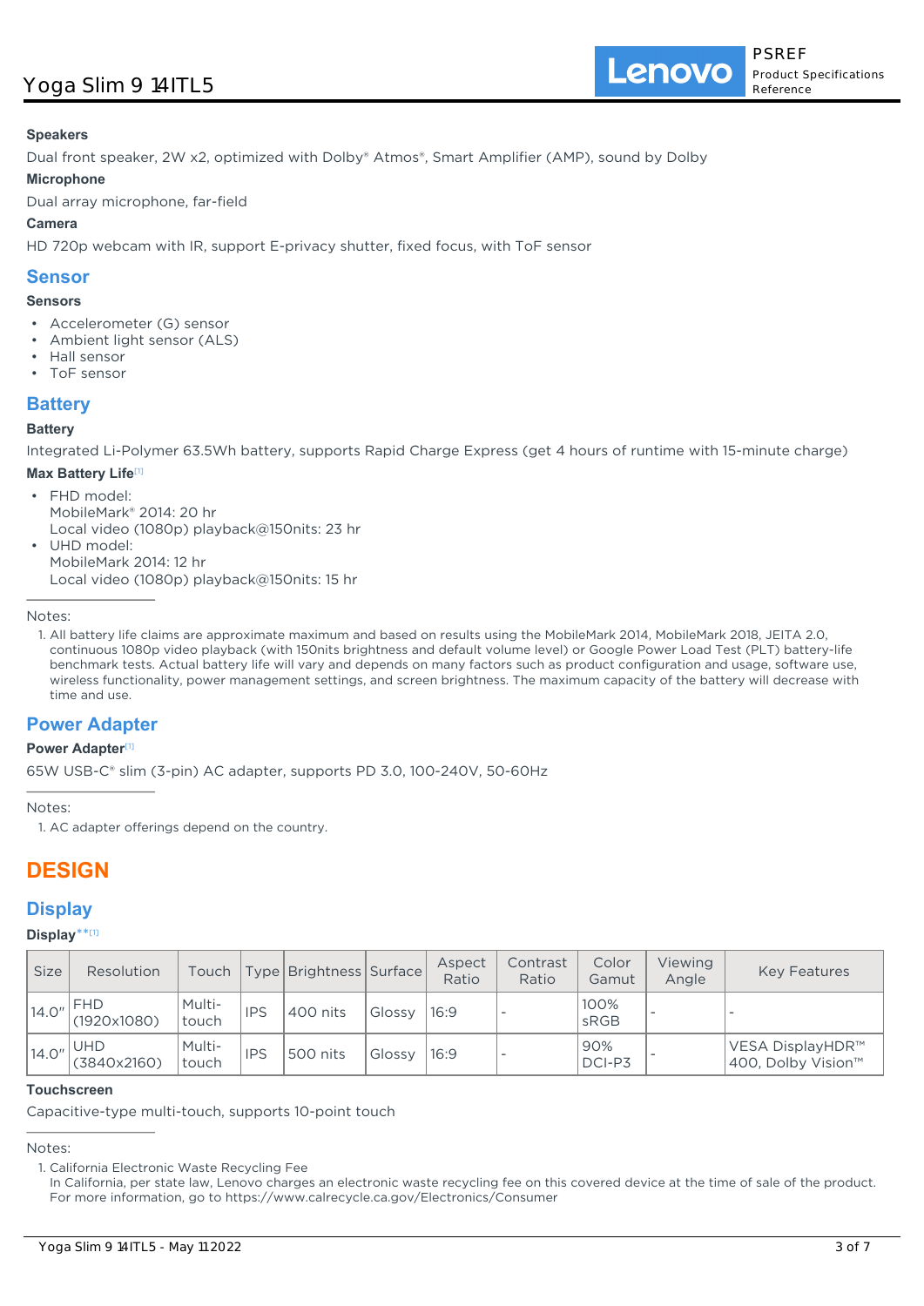### Speakers

Dual front speaker, 2W x2, optimized with Dolby® Atmos®, Smart Amplifier (AMP), sound by Dolby

### Microphone

Dual array microphone, far-field

### Camera

HD 720p webcam with IR, support E-privacy shutter, fixed focus, with ToF sensor

## Sensor

### Sensors

- Accelerometer (G) sensor
- Ambient light sensor (ALS)
- Hall sensor
- ToF sensor

## Battery

### Battery

Integrated Li-Polymer 63.5Wh battery, supports Rapid Charge Express (get 4 hours of runtime with 15-minute charge)

### Max Battery Life[1]

- FHD model:
  MobileMark® 2014: 20 hr
  Local video (1080p) playback@150nits: 23 hr
- UHD model:
  MobileMark 2014: 12 hr
  Local video (1080p) playback@150nits: 15 hr

Notes:

1. All battery life claims are approximate maximum and based on results using the MobileMark 2014, MobileMark 2018, JEITA 2.0, continuous 1080p video playback (with 150nits brightness and default volume level) or Google Power Load Test (PLT) battery-life benchmark tests. Actual battery life will vary and depends on many factors such as product configuration and usage, software use, wireless functionality, power management settings, and screen brightness. The maximum capacity of the battery will decrease with time and use.

## Power Adapter

### Power Adapter[1]

65W USB-C® slim (3-pin) AC adapter, supports PD 3.0, 100-240V, 50-60Hz

Notes:

1. AC adapter offerings depend on the country.

# DESIGN

## Display

### Display**[1]

| Size | Resolution | Touch | Type | Brightness | Surface | Aspect Ratio | Contrast Ratio | Color Gamut | Viewing Angle | Key Features |
|---|---|---|---|---|---|---|---|---|---|---|
| 14.0" | FHD (1920x1080) | Multi-touch | IPS | 400 nits | Glossy | 16:9 | - | 100% sRGB | - | - |
| 14.0" | UHD (3840x2160) | Multi-touch | IPS | 500 nits | Glossy | 16:9 | - | 90% DCI-P3 | - | VESA DisplayHDR™ 400, Dolby Vision™ |

### Touchscreen

Capacitive-type multi-touch, supports 10-point touch

Notes:

1. California Electronic Waste Recycling Fee
   In California, per state law, Lenovo charges an electronic waste recycling fee on this covered device at the time of sale of the product. For more information, go to https://www.calrecycle.ca.gov/Electronics/Consumer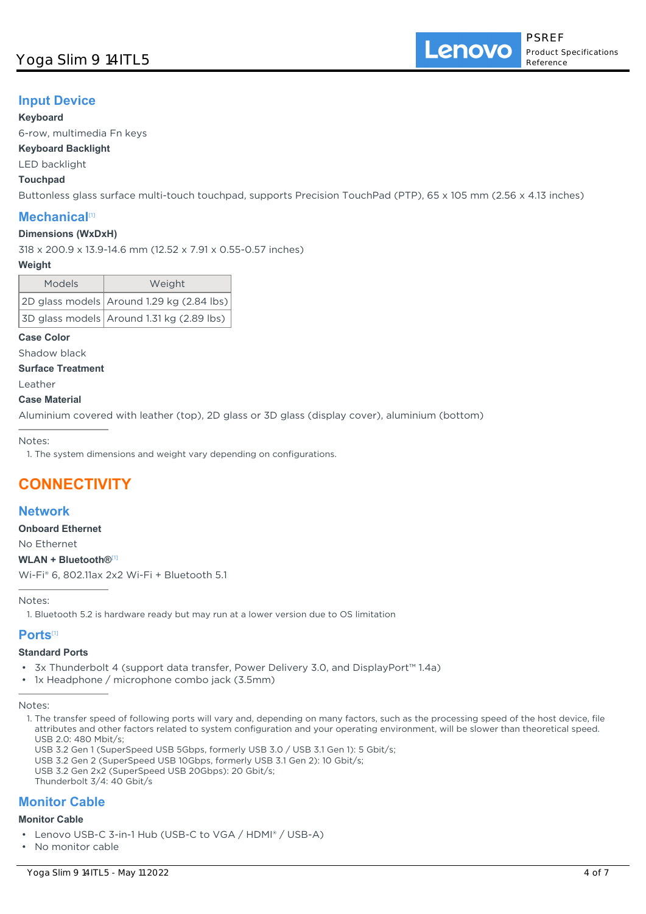## Input Device

**Keyboard**

6-row, multimedia Fn keys

**Keyboard Backlight**

LED backlight

**Touchpad**

Buttonless glass surface multi-touch touchpad, supports Precision TouchPad (PTP), 65 x 105 mm (2.56 x 4.13 inches)

## Mechanical[1]

**Dimensions (WxDxH)**

318 x 200.9 x 13.9-14.6 mm (12.52 x 7.91 x 0.55-0.57 inches)

**Weight**

| Models | Weight |
|---|---|
| 2D glass models | Around 1.29 kg (2.84 lbs) |
| 3D glass models | Around 1.31 kg (2.89 lbs) |

**Case Color**

Shadow black

**Surface Treatment**

Leather

**Case Material**

Aluminium covered with leather (top), 2D glass or 3D glass (display cover), aluminium (bottom)

Notes:

1. The system dimensions and weight vary depending on configurations.

# CONNECTIVITY

## Network

**Onboard Ethernet**

No Ethernet

**WLAN + Bluetooth®[1]**

Wi-Fi® 6, 802.11ax 2x2 Wi-Fi + Bluetooth 5.1

Notes:

1. Bluetooth 5.2 is hardware ready but may run at a lower version due to OS limitation

## Ports[1]

**Standard Ports**

- 3x Thunderbolt 4 (support data transfer, Power Delivery 3.0, and DisplayPort™ 1.4a)
- 1x Headphone / microphone combo jack (3.5mm)

Notes:

1. The transfer speed of following ports will vary and, depending on many factors, such as the processing speed of the host device, file attributes and other factors related to system configuration and your operating environment, will be slower than theoretical speed.
   USB 2.0: 480 Mbit/s;
   USB 3.2 Gen 1 (SuperSpeed USB 5Gbps, formerly USB 3.0 / USB 3.1 Gen 1): 5 Gbit/s;
   USB 3.2 Gen 2 (SuperSpeed USB 10Gbps, formerly USB 3.1 Gen 2): 10 Gbit/s;
   USB 3.2 Gen 2x2 (SuperSpeed USB 20Gbps): 20 Gbit/s;
   Thunderbolt 3/4: 40 Gbit/s

## Monitor Cable

**Monitor Cable**

- Lenovo USB-C 3-in-1 Hub (USB-C to VGA / HDMI® / USB-A)
- No monitor cable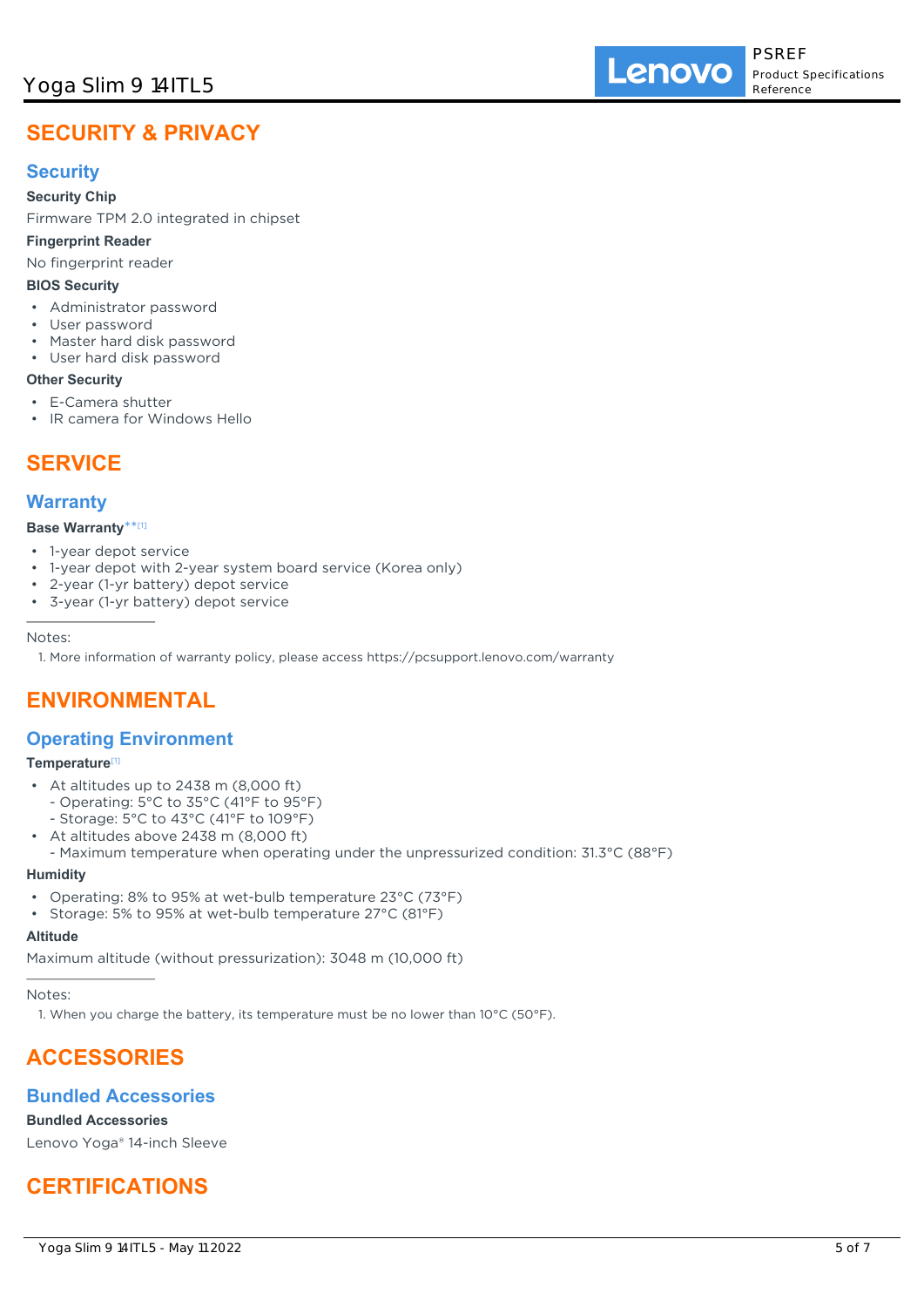# SECURITY & PRIVACY

## Security

**Security Chip**

Firmware TPM 2.0 integrated in chipset

**Fingerprint Reader**

No fingerprint reader

**BIOS Security**

- Administrator password
- User password
- Master hard disk password
- User hard disk password

**Other Security**

- E-Camera shutter
- IR camera for Windows Hello

# SERVICE

## Warranty

**Base Warranty**\*\*[1]

- 1-year depot service
- 1-year depot with 2-year system board service (Korea only)
- 2-year (1-yr battery) depot service
- 3-year (1-yr battery) depot service

Notes:

1. More information of warranty policy, please access https://pcsupport.lenovo.com/warranty

# ENVIRONMENTAL

## Operating Environment

**Temperature**[1]

- At altitudes up to 2438 m (8,000 ft)
  - Operating: 5°C to 35°C (41°F to 95°F)
  - Storage: 5°C to 43°C (41°F to 109°F)
- At altitudes above 2438 m (8,000 ft)
  - Maximum temperature when operating under the unpressurized condition: 31.3°C (88°F)

**Humidity**

- Operating: 8% to 95% at wet-bulb temperature 23°C (73°F)
- Storage: 5% to 95% at wet-bulb temperature 27°C (81°F)

**Altitude**

Maximum altitude (without pressurization): 3048 m (10,000 ft)

Notes:

1. When you charge the battery, its temperature must be no lower than 10°C (50°F).

# ACCESSORIES

## Bundled Accessories

**Bundled Accessories**

Lenovo Yoga® 14-inch Sleeve

# CERTIFICATIONS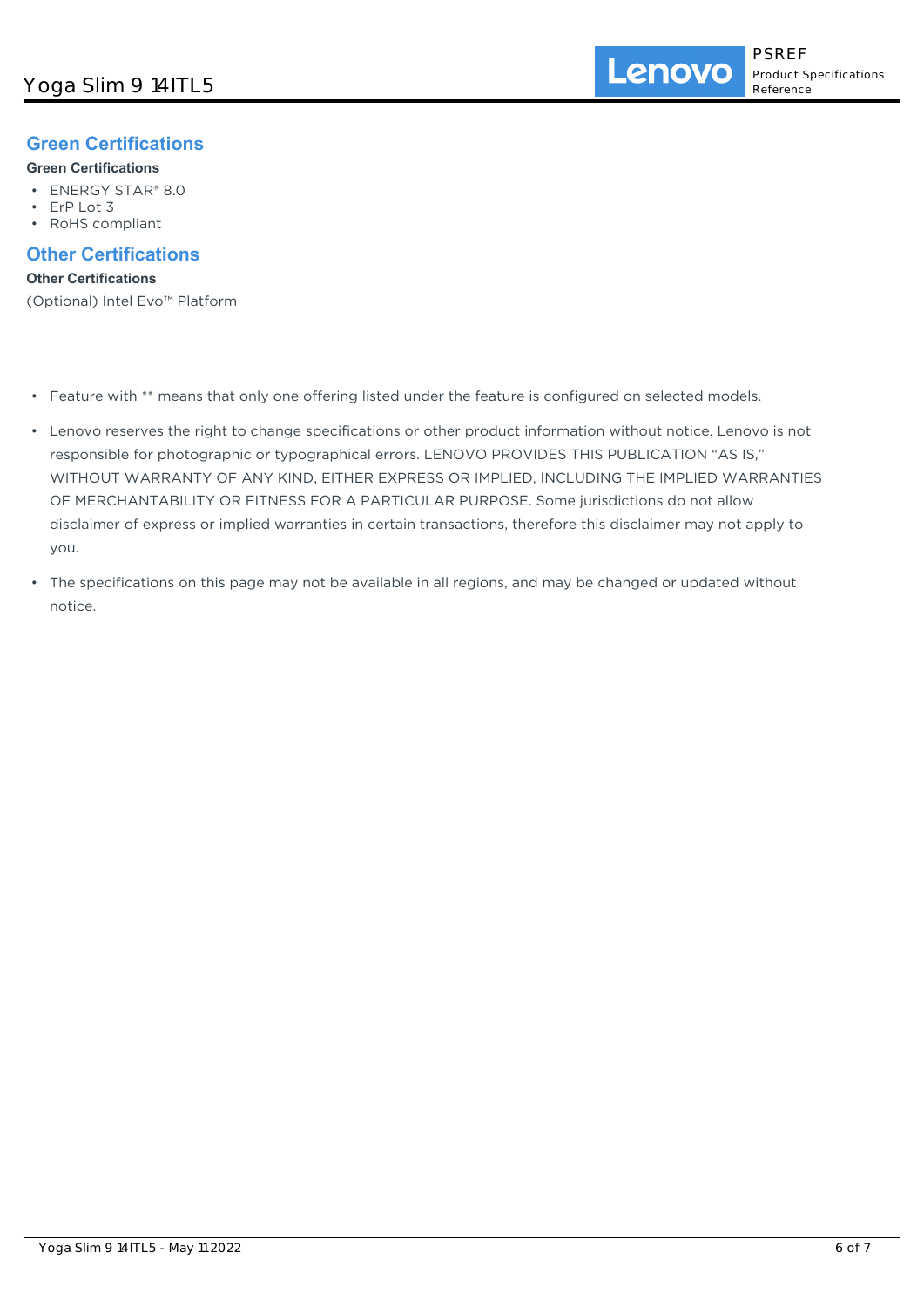## Green Certifications

**Green Certifications**

- ENERGY STAR® 8.0
- ErP Lot 3
- RoHS compliant

## Other Certifications

**Other Certifications**

(Optional) Intel Evo™ Platform

- Feature with ** means that only one offering listed under the feature is configured on selected models.
- Lenovo reserves the right to change specifications or other product information without notice. Lenovo is not responsible for photographic or typographical errors. LENOVO PROVIDES THIS PUBLICATION "AS IS," WITHOUT WARRANTY OF ANY KIND, EITHER EXPRESS OR IMPLIED, INCLUDING THE IMPLIED WARRANTIES OF MERCHANTABILITY OR FITNESS FOR A PARTICULAR PURPOSE. Some jurisdictions do not allow disclaimer of express or implied warranties in certain transactions, therefore this disclaimer may not apply to you.
- The specifications on this page may not be available in all regions, and may be changed or updated without notice.